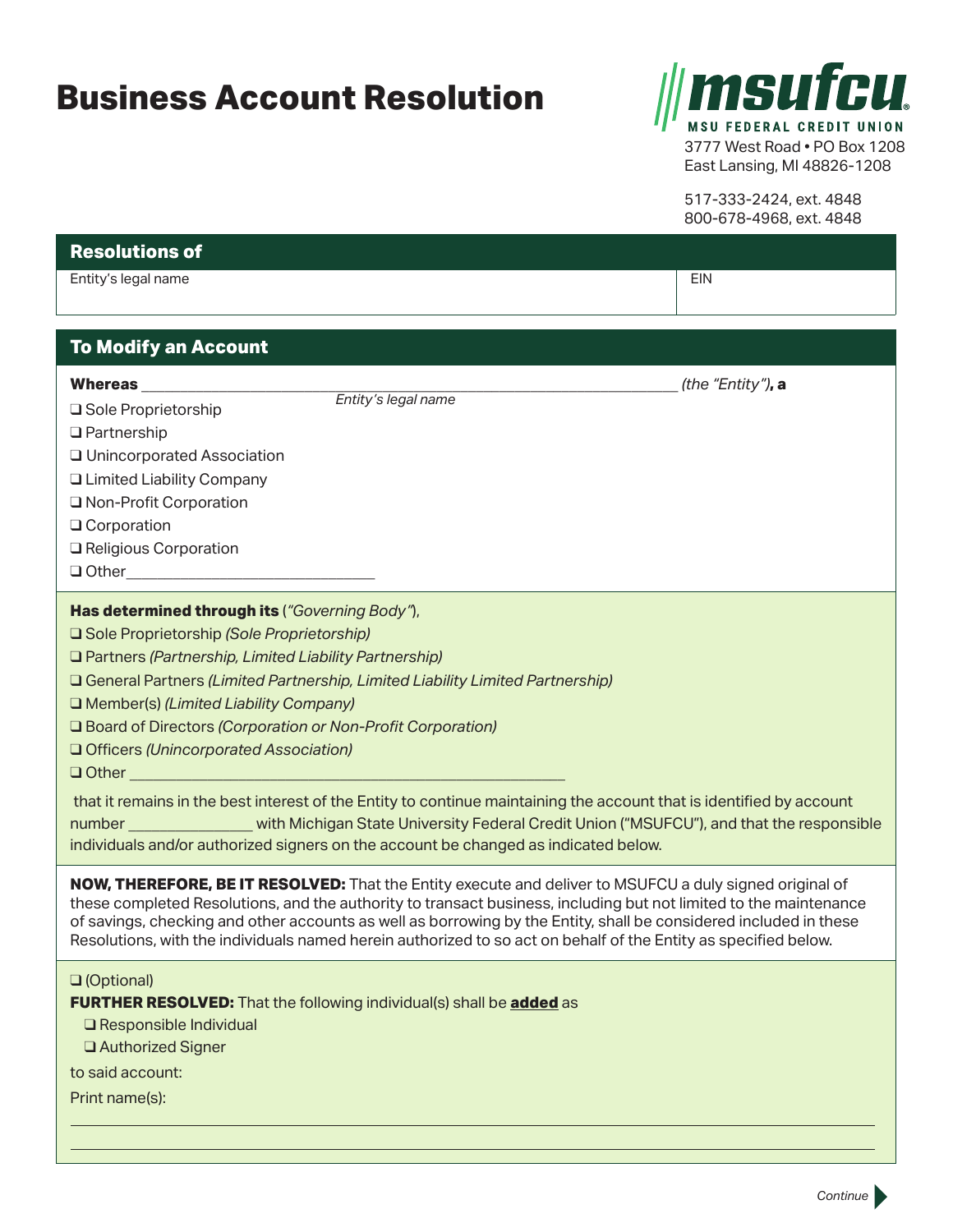# Business Account Resolution

**msufcu**
MSU FEDERAL CREDIT UNION
3777 West Road • PO Box 1208
East Lansing, MI 48826-1208

517-333-2424, ext. 4848
800-678-4968, ext. 4848

## Resolutions of

| Entity's legal name | EIN |
|---|---|
| | |

## To Modify an Account

**Whereas** ______________________________________________ *(the "Entity")***, a**
*Entity's legal name*

❑ Sole Proprietorship
❑ Partnership
❑ Unincorporated Association
❑ Limited Liability Company
❑ Non-Profit Corporation
❑ Corporation
❑ Religious Corporation
❑ Other______________________________

**Has determined through its** (*"Governing Body"*),
❑ Sole Proprietorship *(Sole Proprietorship)*
❑ Partners *(Partnership, Limited Liability Partnership)*
❑ General Partners *(Limited Partnership, Limited Liability Limited Partnership)*
❑ Member(s) *(Limited Liability Company)*
❑ Board of Directors *(Corporation or Non-Profit Corporation)*
❑ Officers *(Unincorporated Association)*
❑ Other ______________________________________________

that it remains in the best interest of the Entity to continue maintaining the account that is identified by account number _______________ with Michigan State University Federal Credit Union ("MSUFCU"), and that the responsible individuals and/or authorized signers on the account be changed as indicated below.

**NOW, THEREFORE, BE IT RESOLVED:** That the Entity execute and deliver to MSUFCU a duly signed original of these completed Resolutions, and the authority to transact business, including but not limited to the maintenance of savings, checking and other accounts as well as borrowing by the Entity, shall be considered included in these Resolutions, with the individuals named herein authorized to so act on behalf of the Entity as specified below.

❑ (Optional)
**FURTHER RESOLVED:** That the following individual(s) shall be **added** as
❑ Responsible Individual
❑ Authorized Signer

to said account:

Print name(s):

______________________________________________

______________________________________________

*Continue*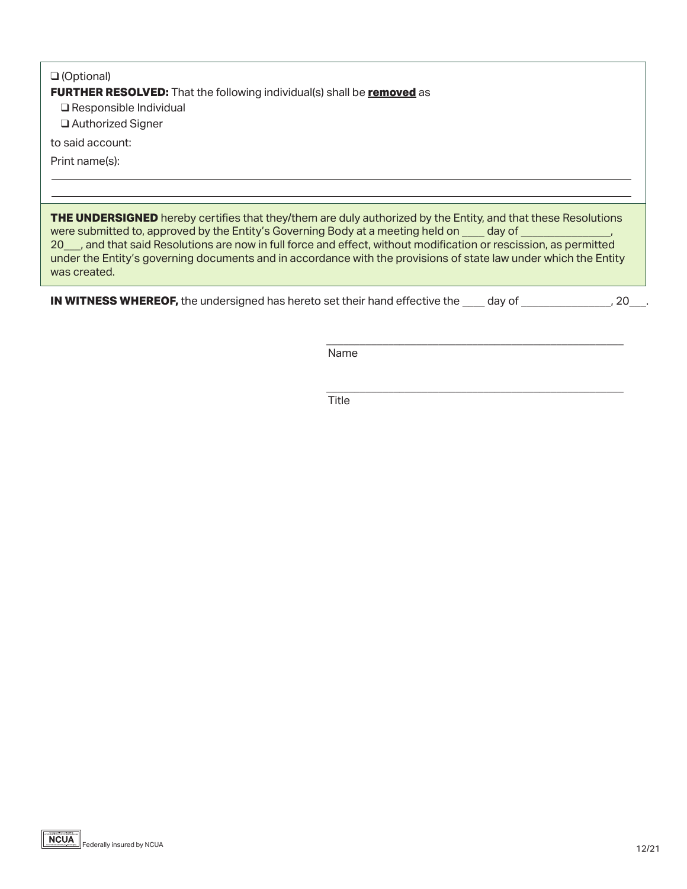❑ (Optional)

**FURTHER RESOLVED:** That the following individual(s) shall be **removed** as

❑ Responsible Individual

❑ Authorized Signer

to said account:

Print name(s):

\_\_\_\_\_\_\_\_\_\_\_\_\_\_\_\_\_\_\_\_\_\_\_\_\_\_\_\_\_\_\_\_\_\_\_\_\_\_\_\_\_\_\_\_\_\_\_\_\_\_\_\_\_\_\_\_\_\_\_\_

\_\_\_\_\_\_\_\_\_\_\_\_\_\_\_\_\_\_\_\_\_\_\_\_\_\_\_\_\_\_\_\_\_\_\_\_\_\_\_\_\_\_\_\_\_\_\_\_\_\_\_\_\_\_\_\_\_\_\_\_

**THE UNDERSIGNED** hereby certifies that they/them are duly authorized by the Entity, and that these Resolutions were submitted to, approved by the Entity's Governing Body at a meeting held on \_\_\_\_ day of \_\_\_\_\_\_\_\_\_\_\_\_\_\_\_\_, 20\_\_\_, and that said Resolutions are now in full force and effect, without modification or rescission, as permitted under the Entity's governing documents and in accordance with the provisions of state law under which the Entity was created.

**IN WITNESS WHEREOF,** the undersigned has hereto set their hand effective the \_\_\_\_ day of \_\_\_\_\_\_\_\_\_\_\_\_\_\_\_\_, 20\_\_\_.

\_\_\_\_\_\_\_\_\_\_\_\_\_\_\_\_\_\_\_\_\_\_\_\_\_\_\_\_\_\_\_\_\_\_\_\_\_\_\_\_

Name

\_\_\_\_\_\_\_\_\_\_\_\_\_\_\_\_\_\_\_\_\_\_\_\_\_\_\_\_\_\_\_\_\_\_\_\_\_\_\_\_

Title

NCUA Federally insured by NCUA

12/21